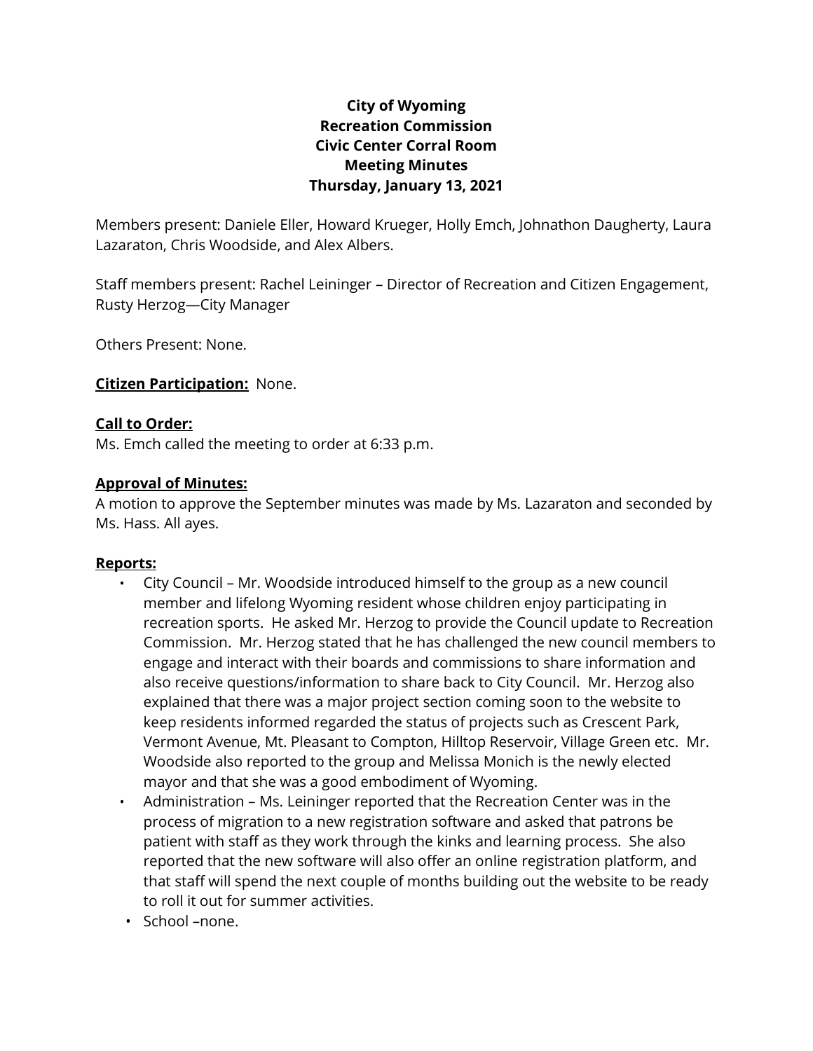**City of Wyoming**
**Recreation Commission**
**Civic Center Corral Room**
**Meeting Minutes**
**Thursday, January 13, 2021**

Members present: Daniele Eller, Howard Krueger, Holly Emch, Johnathon Daugherty, Laura Lazaraton, Chris Woodside, and Alex Albers.

Staff members present: Rachel Leininger – Director of Recreation and Citizen Engagement, Rusty Herzog—City Manager

Others Present: None.

**Citizen Participation:** None.

**Call to Order:**
Ms. Emch called the meeting to order at 6:33 p.m.

**Approval of Minutes:**
A motion to approve the September minutes was made by Ms. Lazaraton and seconded by Ms. Hass. All ayes.

**Reports:**

- City Council – Mr. Woodside introduced himself to the group as a new council member and lifelong Wyoming resident whose children enjoy participating in recreation sports. He asked Mr. Herzog to provide the Council update to Recreation Commission. Mr. Herzog stated that he has challenged the new council members to engage and interact with their boards and commissions to share information and also receive questions/information to share back to City Council. Mr. Herzog also explained that there was a major project section coming soon to the website to keep residents informed regarded the status of projects such as Crescent Park, Vermont Avenue, Mt. Pleasant to Compton, Hilltop Reservoir, Village Green etc. Mr. Woodside also reported to the group and Melissa Monich is the newly elected mayor and that she was a good embodiment of Wyoming.
- Administration – Ms. Leininger reported that the Recreation Center was in the process of migration to a new registration software and asked that patrons be patient with staff as they work through the kinks and learning process. She also reported that the new software will also offer an online registration platform, and that staff will spend the next couple of months building out the website to be ready to roll it out for summer activities.
- School –none.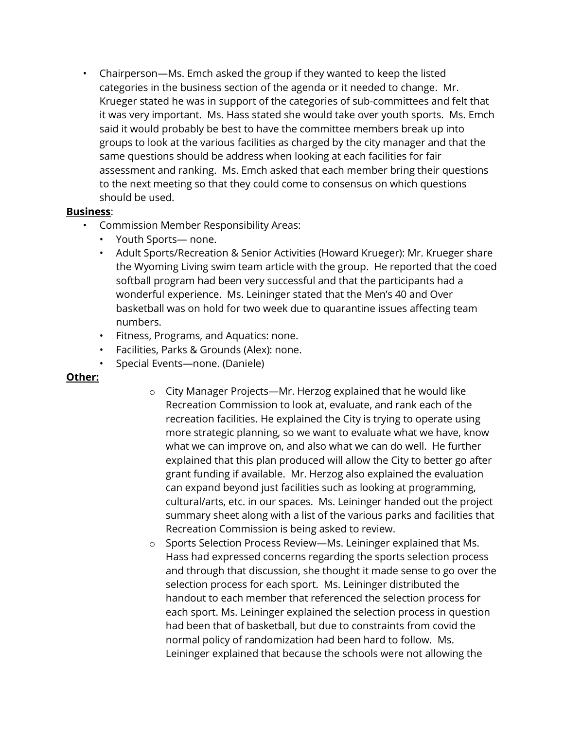- Chairperson—Ms. Emch asked the group if they wanted to keep the listed categories in the business section of the agenda or it needed to change. Mr. Krueger stated he was in support of the categories of sub-committees and felt that it was very important. Ms. Hass stated she would take over youth sports. Ms. Emch said it would probably be best to have the committee members break up into groups to look at the various facilities as charged by the city manager and that the same questions should be address when looking at each facilities for fair assessment and ranking. Ms. Emch asked that each member bring their questions to the next meeting so that they could come to consensus on which questions should be used.

**Business**:

- Commission Member Responsibility Areas:
  - Youth Sports— none.
  - Adult Sports/Recreation & Senior Activities (Howard Krueger): Mr. Krueger share the Wyoming Living swim team article with the group. He reported that the coed softball program had been very successful and that the participants had a wonderful experience. Ms. Leininger stated that the Men's 40 and Over basketball was on hold for two week due to quarantine issues affecting team numbers.
  - Fitness, Programs, and Aquatics: none.
  - Facilities, Parks & Grounds (Alex): none.
  - Special Events—none. (Daniele)

**Other:**

- City Manager Projects—Mr. Herzog explained that he would like Recreation Commission to look at, evaluate, and rank each of the recreation facilities. He explained the City is trying to operate using more strategic planning, so we want to evaluate what we have, know what we can improve on, and also what we can do well. He further explained that this plan produced will allow the City to better go after grant funding if available. Mr. Herzog also explained the evaluation can expand beyond just facilities such as looking at programming, cultural/arts, etc. in our spaces. Ms. Leininger handed out the project summary sheet along with a list of the various parks and facilities that Recreation Commission is being asked to review.
- Sports Selection Process Review—Ms. Leininger explained that Ms. Hass had expressed concerns regarding the sports selection process and through that discussion, she thought it made sense to go over the selection process for each sport. Ms. Leininger distributed the handout to each member that referenced the selection process for each sport. Ms. Leininger explained the selection process in question had been that of basketball, but due to constraints from covid the normal policy of randomization had been hard to follow. Ms. Leininger explained that because the schools were not allowing the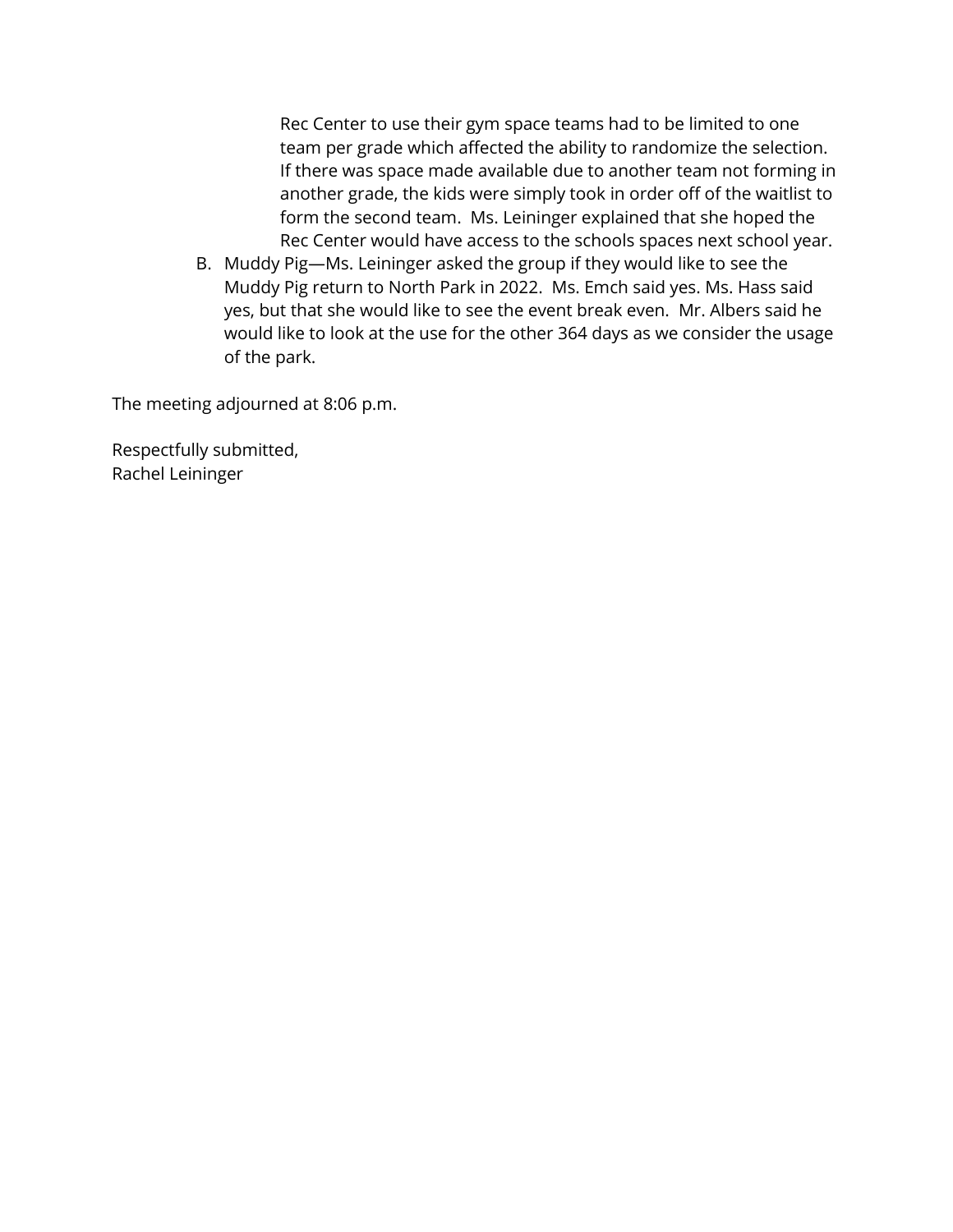Rec Center to use their gym space teams had to be limited to one team per grade which affected the ability to randomize the selection. If there was space made available due to another team not forming in another grade, the kids were simply took in order off of the waitlist to form the second team. Ms. Leininger explained that she hoped the Rec Center would have access to the schools spaces next school year.

B. Muddy Pig—Ms. Leininger asked the group if they would like to see the Muddy Pig return to North Park in 2022. Ms. Emch said yes. Ms. Hass said yes, but that she would like to see the event break even. Mr. Albers said he would like to look at the use for the other 364 days as we consider the usage of the park.

The meeting adjourned at 8:06 p.m.

Respectfully submitted,  
Rachel Leininger